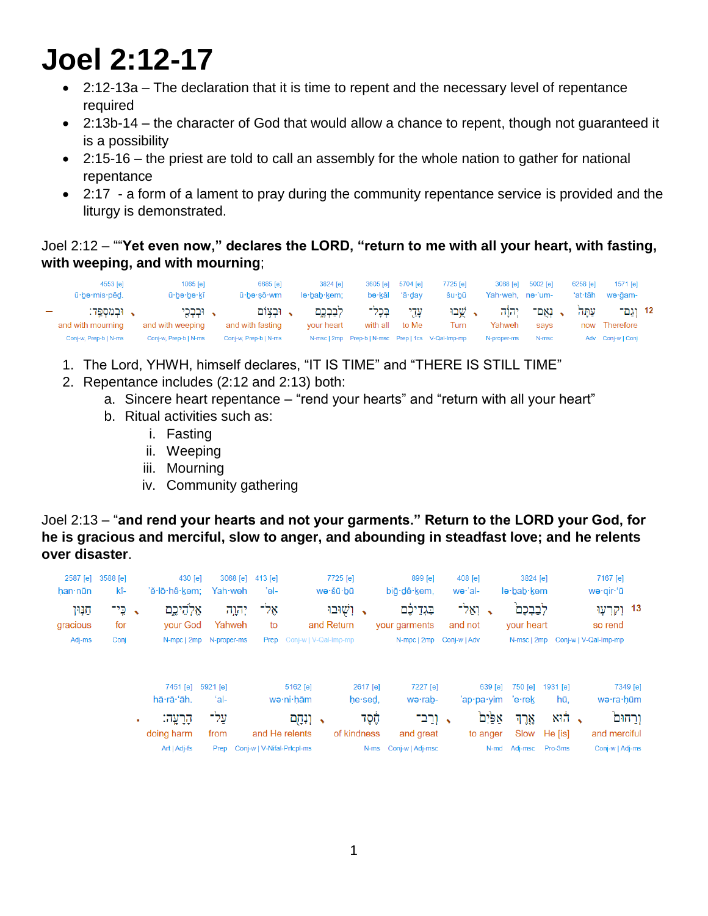# Joel 2:12-17

- 2:12-13a – The declaration that it is time to repent and the necessary level of repentance required
- 2:13b-14 – the character of God that would allow a chance to repent, though not guaranteed it is a possibility
- 2:15-16 – the priest are told to call an assembly for the whole nation to gather for national repentance
- 2:17 - a form of a lament to pray during the community repentance service is provided and the liturgy is demonstrated.

Joel 2:12 – ""**Yet even now," declares the LORD, "return to me with all your heart, with fasting, with weeping, and with mourning**;

| 1571 [e] | 6258 [e] | 5002 [e] | 3068 [e] | 7725 [e] | 5704 [e] | 3605 [e] | 3824 [e] | 6685 [e] | 1065 [e] | 4553 [e] |
|---|---|---|---|---|---|---|---|---|---|---|
| wə·ḡam- | ‘at·tāh | nə·’um- | Yah·weh, | šu·ḇū | ‘ā·ḏay | bə·ḵāl | lə·ḇab·ḵem; | ū·ḇə·ṣō·wm | ū·ḇə·ḇə·ḵî | ū·ḇə·mis·pêḏ. |
| 12 וְגַם־ | עַתָּה | נְאֻם־ | יְהוָה | שֻׁבוּ | עָדַי | בְּכָל־ | לְבַבְכֶם | וּבְצוֹם | וּבִבְכִי | וּבְמִסְפֵּד׃ |
| Therefore | now | says | Yahweh | Turn | to Me | with all | your heart | and with fasting | and with weeping | and with mourning |
| Conj-w \| Conj | Adv | N-msc | N-proper-ms | V-Qal-Imp-mp | Prep \| 1cs | Prep-b \| N-msc | N-msc \| 2mp | Conj-w, Prep-b \| N-ms | Conj-w, Prep-b \| N-ms | Conj-w, Prep-b \| N-ms |

1. The Lord, YHWH, himself declares, "IT IS TIME" and "THERE IS STILL TIME"
2. Repentance includes (2:12 and 2:13) both:
   a. Sincere heart repentance – "rend your hearts" and "return with all your heart"
   b. Ritual activities such as:
      i. Fasting
      ii. Weeping
      iii. Mourning
      iv. Community gathering

Joel 2:13 – "**and rend your hearts and not your garments." Return to the LORD your God, for he is gracious and merciful, slow to anger, and abounding in steadfast love; and he relents over disaster**.

| 7167 [e] | 3824 [e] | 408 [e] | 899 [e] | 7725 [e] | 413 [e] | 3068 [e] | 430 [e] | 3588 [e] | 2587 [e] |
|---|---|---|---|---|---|---|---|---|---|
| wə·qir·‘ū | lə·ḇab·ḵem | wə·’al- | biḡ·ḏê·ḵem, | wə·šū·ḇū | ’el- | Yah·weh | ’ĕ·lō·hê·ḵem; | kî- | ḥan·nūn |
| 13 וְקִרְעוּ | לְבַבְכֶם | וְאַל־ | בִּגְדֵיכֶם | וְשׁוּבוּ | אֶל־ | יְהוָה | אֱלֹהֵיכֶם | כִּי־ | חַנּוּן |
| so rend | your heart | and not | your garments | and Return | to | Yahweh | your God | for | gracious |
| Conj-w \| V-Qal-Imp-mp | N-msc \| 2mp | Conj-w \| Adv | N-mpc \| 2mp | Conj-w \| V-Qal-Imp-mp | Prep | N-proper-ms | N-mpc \| 2mp | Conj | Adj-ms |

| 7349 [e] | 1931 [e] | 750 [e] | 639 [e] | 7227 [e] | 2617 [e] | 5162 [e] | 5921 [e] | 7451 [e] |
|---|---|---|---|---|---|---|---|---|
| wə·ra·ḥūm | hū, | ’e·reḵ | ’ap·pa·yim | wə·rab- | ḥe·sed, | wə·ni·ḥām | ‘al- | hā·rā·‘āh. |
| וְרַחוּם | הוּא | אֶרֶךְ | אַפַּיִם | וְרַב־ | חֶסֶד | וְנִחָם | עַל־ | הָרָעָה׃ |
| and merciful | He [is] | Slow | to anger | and great | of kindness | and He relents | from | doing harm |
| Conj-w \| Adj-ms | Pro-3ms | Adj-msc | N-md | Conj-w \| Adj-msc | N-ms | Conj-w \| V-Nifal-Prtcpl-ms | Prep | Art \| Adj-fs |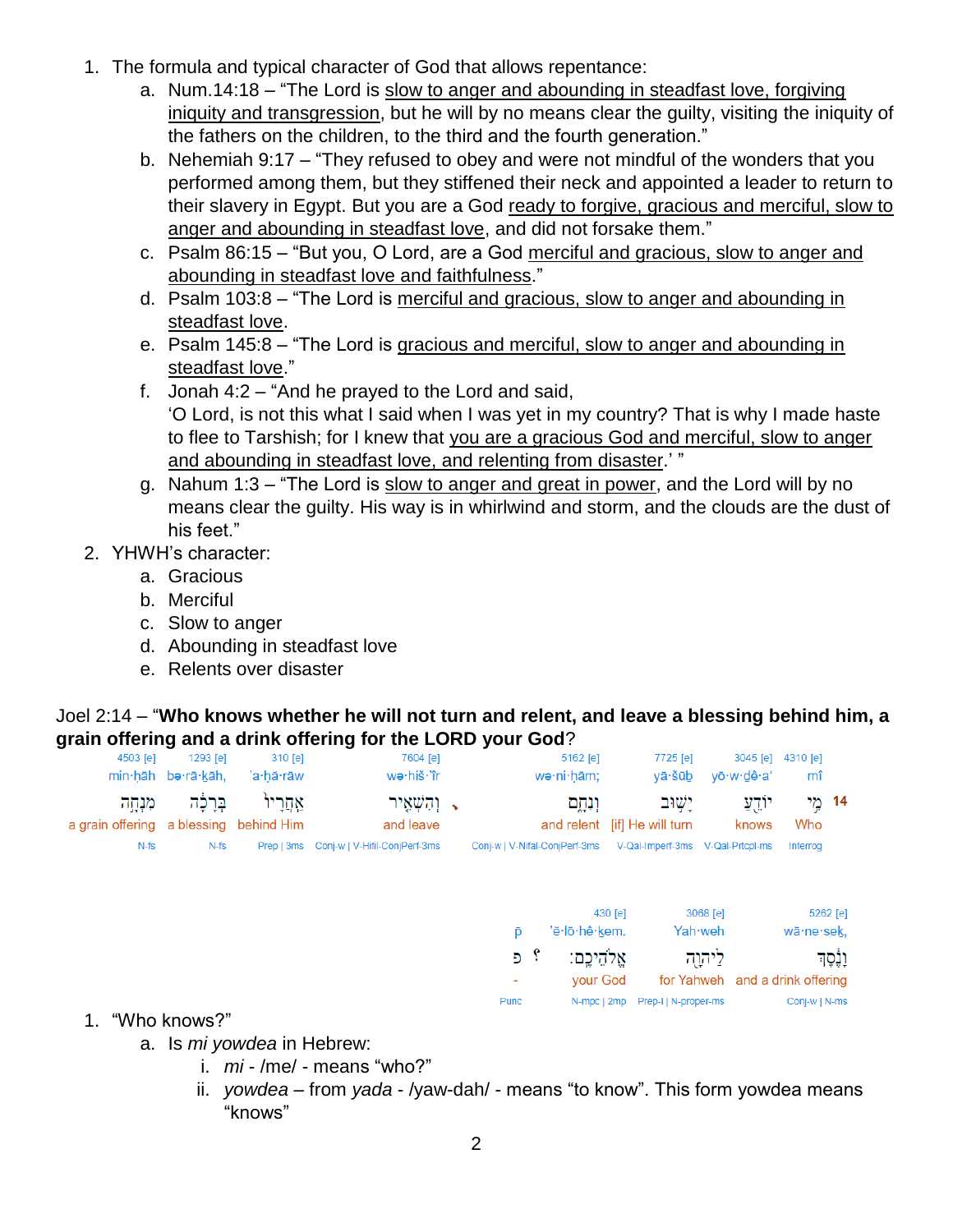1. The formula and typical character of God that allows repentance:
   a. Num.14:18 – "The Lord is <u>slow to anger and abounding in steadfast love, forgiving iniquity and transgression</u>, but he will by no means clear the guilty, visiting the iniquity of the fathers on the children, to the third and the fourth generation."
   b. Nehemiah 9:17 – "They refused to obey and were not mindful of the wonders that you performed among them, but they stiffened their neck and appointed a leader to return to their slavery in Egypt. But you are a God <u>ready to forgive, gracious and merciful, slow to anger and abounding in steadfast love</u>, and did not forsake them."
   c. Psalm 86:15 – "But you, O Lord, are a God <u>merciful and gracious, slow to anger and abounding in steadfast love and faithfulness</u>."
   d. Psalm 103:8 – "The Lord is <u>merciful and gracious, slow to anger and abounding in steadfast love</u>.
   e. Psalm 145:8 – "The Lord is <u>gracious and merciful, slow to anger and abounding in steadfast love</u>."
   f. Jonah 4:2 – "And he prayed to the Lord and said,
      'O Lord, is not this what I said when I was yet in my country? That is why I made haste to flee to Tarshish; for I knew that <u>you are a gracious God and merciful, slow to anger and abounding in steadfast love, and relenting from disaster</u>.' "
   g. Nahum 1:3 – "The Lord is <u>slow to anger and great in power</u>, and the Lord will by no means clear the guilty. His way is in whirlwind and storm, and the clouds are the dust of his feet."
2. YHWH's character:
   a. Gracious
   b. Merciful
   c. Slow to anger
   d. Abounding in steadfast love
   e. Relents over disaster

Joel 2:14 – "**Who knows whether he will not turn and relent, and leave a blessing behind him, a grain offering and a drink offering for the LORD your God**?

| 4503 [e] | 1293 [e] | 310 [e] | 7604 [e] | 5162 [e] | 7725 [e] | 3045 [e] | 4310 [e] | |
|---|---|---|---|---|---|---|---|---|
| min·ḥāh | bə·rā·ḵāh, | 'a·ḥă·rāw | wə·hiš·'îr | wə·ni·ḥām; | yā·šūḇ | yō·w·ḏê·a' | mî | |
| מִנְחָה | בְּרָכָה | אַחֲרָיו | וְהִשְׁאִיר | וְנִחָם | יָשׁוּב | יוֹדֵעַ | מִי | 14 |
| a grain offering | a blessing | behind Him | and leave | and relent | [if] He will turn | knows | Who | |
| N-fs | N-fs | Prep \| 3ms | Conj-w \| V-Hifil-ConjPerf-3ms | Conj-w \| V-Nifal-ConjPerf-3ms | V-Qal-Imperf-3ms | V-Qal-Prtcpl-ms | Interrog | |

| | 430 [e] | 3068 [e] | 5262 [e] |
|---|---|---|---|
| p̄ | 'ĕ·lō·hê·ḵem. | Yah·weh | wā·ne·seḵ, |
| פ ? | אֱלֹהֵיכֶם׃ | לַיהוָה | וָנֶסֶךְ |
| - | your God | for Yahweh | and a drink offering |
| Punc | N-mpc \| 2mp | Prep-l \| N-proper-ms | Conj-w \| N-ms |

1. "Who knows?"
   a. Is *mi yowdea* in Hebrew:
      i. *mi* - /me/ - means "who?"
      ii. *yowdea* – from *yada* - /yaw-dah/ - means "to know". This form yowdea means "knows"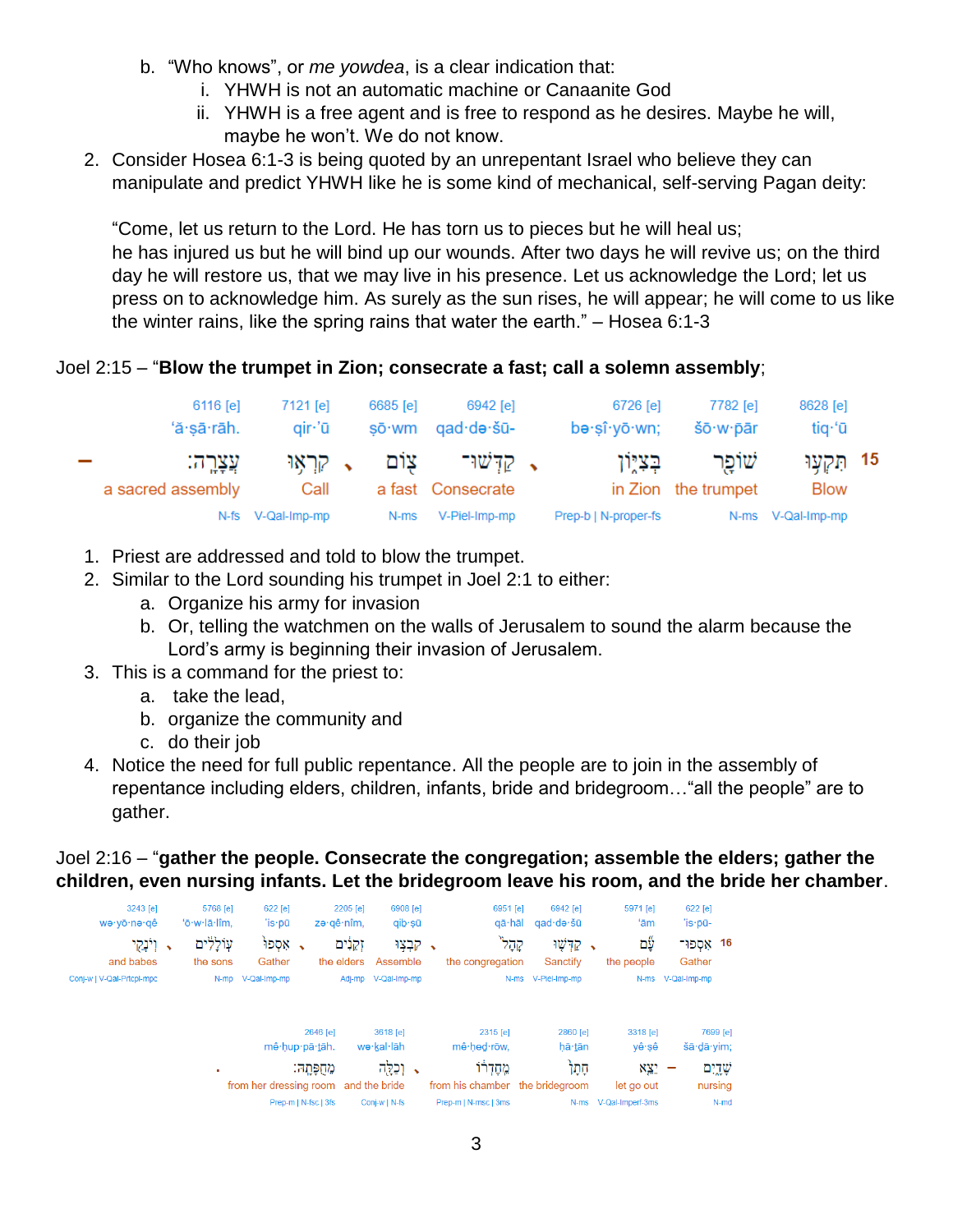b. "Who knows", or *me yowdea*, is a clear indication that:
      i. YHWH is not an automatic machine or Canaanite God
      ii. YHWH is a free agent and is free to respond as he desires. Maybe he will, maybe he won't. We do not know.

2. Consider Hosea 6:1-3 is being quoted by an unrepentant Israel who believe they can manipulate and predict YHWH like he is some kind of mechanical, self-serving Pagan deity:

   "Come, let us return to the Lord. He has torn us to pieces but he will heal us; he has injured us but he will bind up our wounds. After two days he will revive us; on the third day he will restore us, that we may live in his presence. Let us acknowledge the Lord; let us press on to acknowledge him. As surely as the sun rises, he will appear; he will come to us like the winter rains, like the spring rains that water the earth." – Hosea 6:1-3

Joel 2:15 – "**Blow the trumpet in Zion; consecrate a fast; call a solemn assembly**;

| 15 | | | | | | | |
|---|---|---|---|---|---|---|---|
| 8628 [e] | 7782 [e] | 6726 [e] | 6942 [e] | 6685 [e] | 7121 [e] | 6116 [e] | |
| tiq·'ū | šō·w·pār | bə·ṣî·yō·wn; | qad·də·šū- | ṣō·wm | qir·'ū | 'ă·ṣā·rāh. | |
| תִּקְעוּ | שׁוֹפָר | בְּצִיּוֹן ، | קַדְּשׁוּ־ | צוֹם ، | קִרְאוּ | עֲצָרָה׃ | – |
| Blow | the trumpet | in Zion | Consecrate | a fast | Call | a sacred assembly | |
| V-Qal-Imp-mp | N-ms | Prep-b \| N-proper-fs | V-Piel-Imp-mp | N-ms | V-Qal-Imp-mp | N-fs | |

1. Priest are addressed and told to blow the trumpet.
2. Similar to the Lord sounding his trumpet in Joel 2:1 to either:
   a. Organize his army for invasion
   b. Or, telling the watchmen on the walls of Jerusalem to sound the alarm because the Lord's army is beginning their invasion of Jerusalem.
3. This is a command for the priest to:
   a. take the lead,
   b. organize the community and
   c. do their job
4. Notice the need for full public repentance. All the people are to join in the assembly of repentance including elders, children, infants, bride and bridegroom…"all the people" are to gather.

Joel 2:16 – "**gather the people. Consecrate the congregation; assemble the elders; gather the children, even nursing infants. Let the bridegroom leave his room, and the bride her chamber**.

| 16 | | | | | | | | |
|---|---|---|---|---|---|---|---|---|
| 622 [e] | 5971 [e] | 6942 [e] | 6951 [e] | 6908 [e] | 2205 [e] | 622 [e] | 5768 [e] | 3243 [e] |
| 'is·pū- | 'ām | qad·də·šū | qā·hāl | qib·ṣū | zə·qê·nîm, | 'is·pū | 'ō·w·lā·lîm, | wə·yō·nə·qê |
| אִסְפוּ־ | עָם ، | קַדְּשׁוּ | קָהָל ، | קִבְצוּ | זְקֵנִים ، | אִסְפוּ | עוֹלָלִים ، | וְיֹנְקֵי |
| Gather | the people | Sanctify | the congregation | Assemble | the elders | Gather | the sons | and babes |
| V-Qal-Imp-mp | N-ms | V-Piel-Imp-mp | N-ms | V-Qal-Imp-mp | Adj-mp | V-Qal-Imp-mp | N-mp | Conj-w \| V-Qal-Prtcpl-mpc |

| 7699 [e] | 3318 [e] | 2860 [e] | 2315 [e] | 3618 [e] | 2646 [e] | |
|---|---|---|---|---|---|---|
| šā·dā·yim; | yê·ṣê | ḥā·tān | mê·ḥed·rōw, | wə·kal·lāh | mê·ḥup·pā·tāh. | |
| שָׁדָיִם | – יֵצֵא | חָתָן | מֵחֶדְרוֹ ، | וְכַלָּה | מֵחֻפָּתָהּ׃ | . |
| nursing | let go out | the bridegroom | from his chamber | and the bride | from her dressing room | |
| N-md | V-Qal-Imperf-3ms | N-ms | Prep-m \| N-msc \| 3ms | Conj-w \| N-fs | Prep-m \| N-fsc \| 3fs | |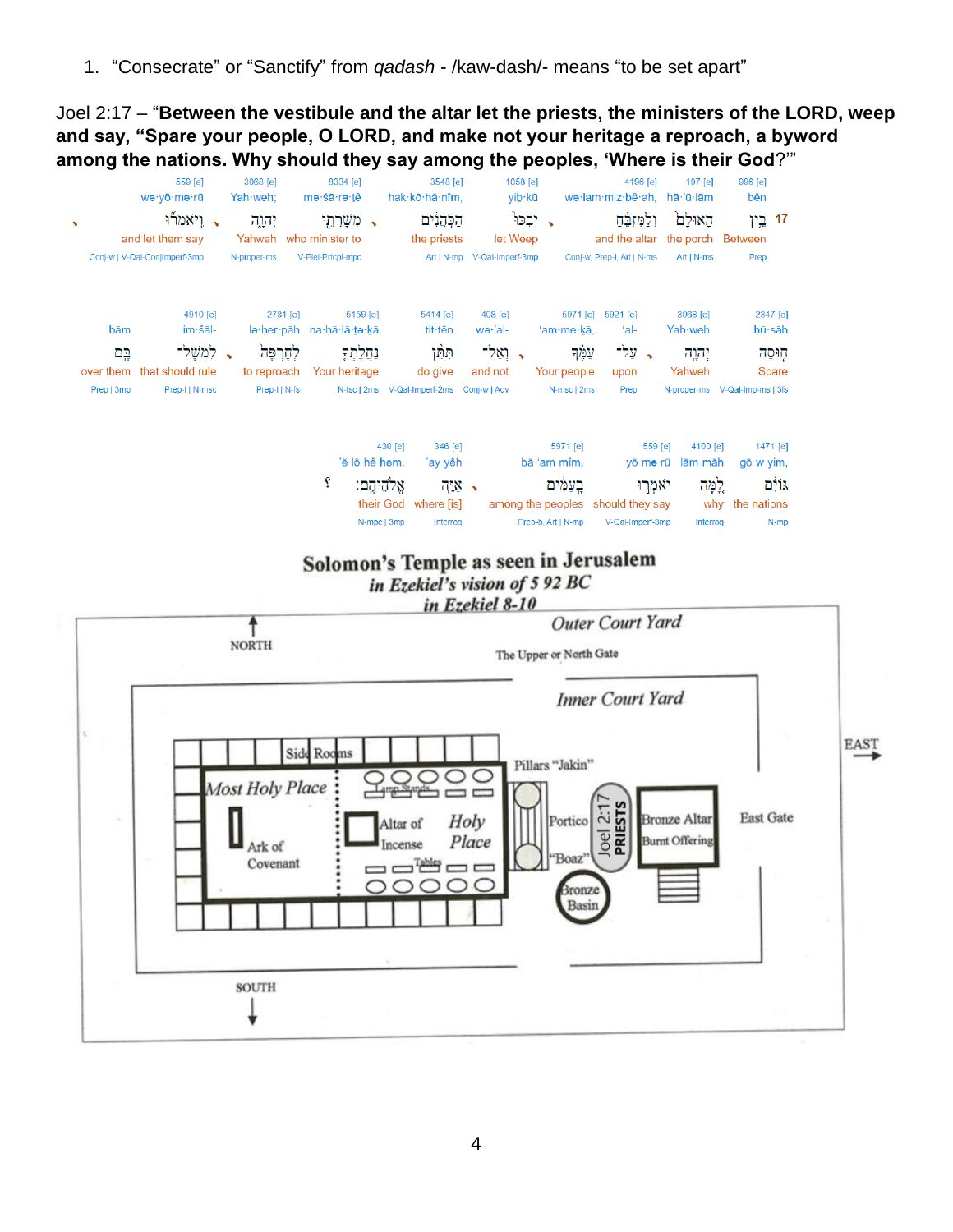1. “Consecrate” or “Sanctify” from *qadash* - /kaw-dash/- means “to be set apart”

Joel 2:17 – “**Between the vestibule and the altar let the priests, the ministers of the LORD, weep and say, “Spare your people, O LORD, and make not your heritage a reproach, a byword among the nations. Why should they say among the peoples, ‘Where is their God?’”**

| | | | | | | | | |
|---|---|---|---|---|---|---|---|---|
| 559 [e] | 3068 [e] | 8334 [e] | 3548 [e] | 1058 [e] | 4196 [e] | 197 [e] | 996 [e] | |
| wə·yō·me·rū | Yah·weh; | mə·šā·rə·tê | hak·kō·hă·nîm, | yib·kū | wə·lam·miz·bê·aḥ, | hā·’ū·lām | bên | |
| וְיֹאמְר֗וּ | יְהוָ֔ה | מְשָׁרְתֵ֣י | הַכֹּהֲנִ֗ים | יִבְכּוּ֙ | וְלַמִּזְבֵּ֗חַ | הָאוּלָם֮ | בֵּ֣ין | 17 |
| and let them say | Yahweh | who minister to | the priests | let Weep | and the altar | the porch | Between | |
| Conj-w \| V-Qal-ConjImperf-3mp | N-proper-ms | V-Piel-Prtcpl-mpc | Art \| N-mp | V-Qal-Imperf-3mp | Conj-w, Prep-l, Art \| N-ms | Art \| N-ms | Prep | |

| | | | | | | | | | |
|---|---|---|---|---|---|---|---|---|---|
| | 4910 [e] | 2781 [e] | 5159 [e] | 5414 [e] | 408 [e] | 5971 [e] | 5921 [e] | 3068 [e] | 2347 [e] |
| bām | lim·šāl- | lə·her·pāh | na·ḥă·lā·tə·kā | tit·tên | wə·’al- | ‘am·me·kā, | ‘al- | Yah·weh | ḥū·sāh |
| בָ֣ם | לִמְשָׁל־ | לְחֶרְפָּה֙ | נַחֲלָתְךָ֤ | תִּתֵּ֨ן | וְאַל־ | עַמֶּ֗ךָ | עַל־ | יְהוָ֜ה | ח֧וּסָה |
| over them | that should rule | to reproach | Your heritage | do give | and not | Your people | upon | Yahweh | Spare |
| Prep \| 3mp | Prep-l \| N-msc | Prep-l \| N-fs | N-fsc \| 2ms | V-Qal-Imperf-2ms | Conj-w \| Adv | N-msc \| 2ms | Prep | N-proper-ms | V-Qal-Imp-ms \| 3fs |

| | | | | | | |
|---|---|---|---|---|---|---|
| 430 [e] | 346 [e] | 5971 [e] | 559 [e] | 4100 [e] | 1471 [e] | |
| ’ĕ·lō·hê·hem. | ’ay·yêh | bā·‘am·mîm, | yō·me·rū | lām·māh | gō·w·yim, | |
| אֱלֹהֵיהֶֽם׃ ? | אַיֵּ֖ה | בָֽעַמִּ֔ים | יֹאמְר֣וּ | לָ֚מָּה | גוֹיִ֔ם | |
| their God | where [is] | among the peoples | should they say | why | the nations | |
| N-mpc \| 3mp | Interrog | Prep-b, Art \| N-mp | V-Qal-Imperf-3mp | Interrog | N-mp | |

**Solomon’s Temple as seen in Jerusalem**

*in Ezekiel’s vision of 5 92 BC*

*in Ezekiel 8-10*

NORTH

*Outer Court Yard*

The Upper or North Gate

*Inner Court Yard*

Side Rooms

*Most Holy Place*

Lamp Stands

Ark of Covenant

Altar of Incense

*Holy Place*

Tables

Pillars “Jakin”

Portico

“Boaz”

Joel 2:17 PRIESTS

Bronze Altar Burnt Offering

Bronze Basin

East Gate

EAST

SOUTH